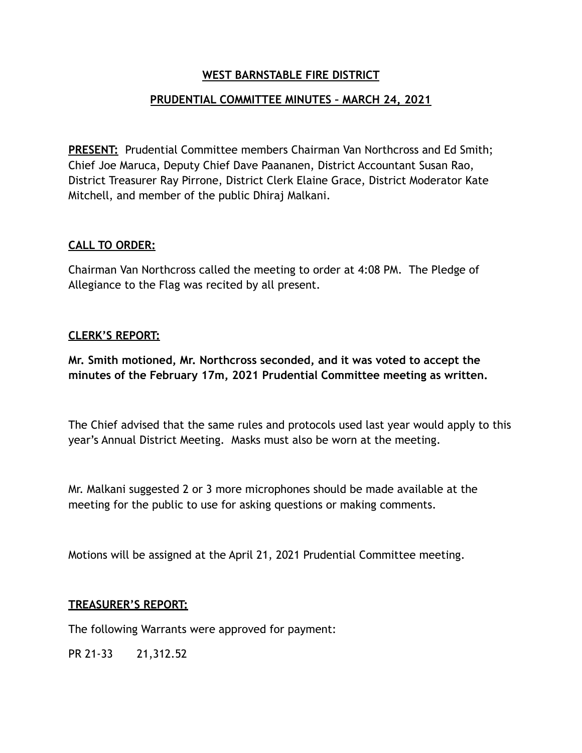# WEST BARNSTABLE FIRE DISTRICT

## PRUDENTIAL COMMITTEE MINUTES – MARCH 24, 2021

**PRESENT:** Prudential Committee members Chairman Van Northcross and Ed Smith; Chief Joe Maruca, Deputy Chief Dave Paananen, District Accountant Susan Rao, District Treasurer Ray Pirrone, District Clerk Elaine Grace, District Moderator Kate Mitchell, and member of the public Dhiraj Malkani.

### CALL TO ORDER:

Chairman Van Northcross called the meeting to order at 4:08 PM. The Pledge of Allegiance to the Flag was recited by all present.

### CLERK'S REPORT:

**Mr. Smith motioned, Mr. Northcross seconded, and it was voted to accept the minutes of the February 17m, 2021 Prudential Committee meeting as written.**

The Chief advised that the same rules and protocols used last year would apply to this year's Annual District Meeting. Masks must also be worn at the meeting.

Mr. Malkani suggested 2 or 3 more microphones should be made available at the meeting for the public to use for asking questions or making comments.

Motions will be assigned at the April 21, 2021 Prudential Committee meeting.

### TREASURER'S REPORT:

The following Warrants were approved for payment:

PR 21-33 21,312.52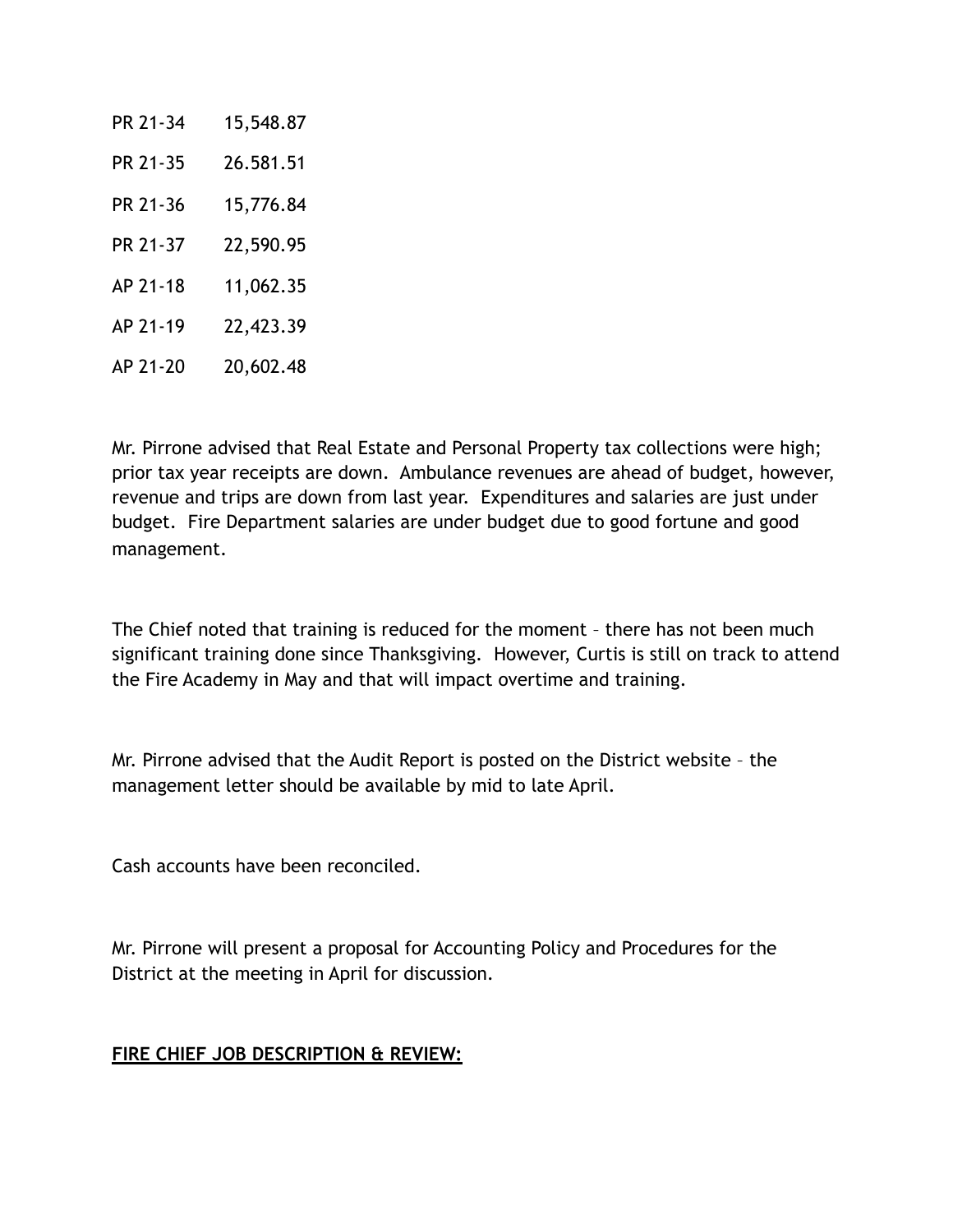| | |
|---|---|
| PR 21-34 | 15,548.87 |
| PR 21-35 | 26.581.51 |
| PR 21-36 | 15,776.84 |
| PR 21-37 | 22,590.95 |
| AP 21-18 | 11,062.35 |
| AP 21-19 | 22,423.39 |
| AP 21-20 | 20,602.48 |

Mr. Pirrone advised that Real Estate and Personal Property tax collections were high; prior tax year receipts are down. Ambulance revenues are ahead of budget, however, revenue and trips are down from last year. Expenditures and salaries are just under budget. Fire Department salaries are under budget due to good fortune and good management.

The Chief noted that training is reduced for the moment – there has not been much significant training done since Thanksgiving. However, Curtis is still on track to attend the Fire Academy in May and that will impact overtime and training.

Mr. Pirrone advised that the Audit Report is posted on the District website – the management letter should be available by mid to late April.

Cash accounts have been reconciled.

Mr. Pirrone will present a proposal for Accounting Policy and Procedures for the District at the meeting in April for discussion.

**FIRE CHIEF JOB DESCRIPTION & REVIEW:**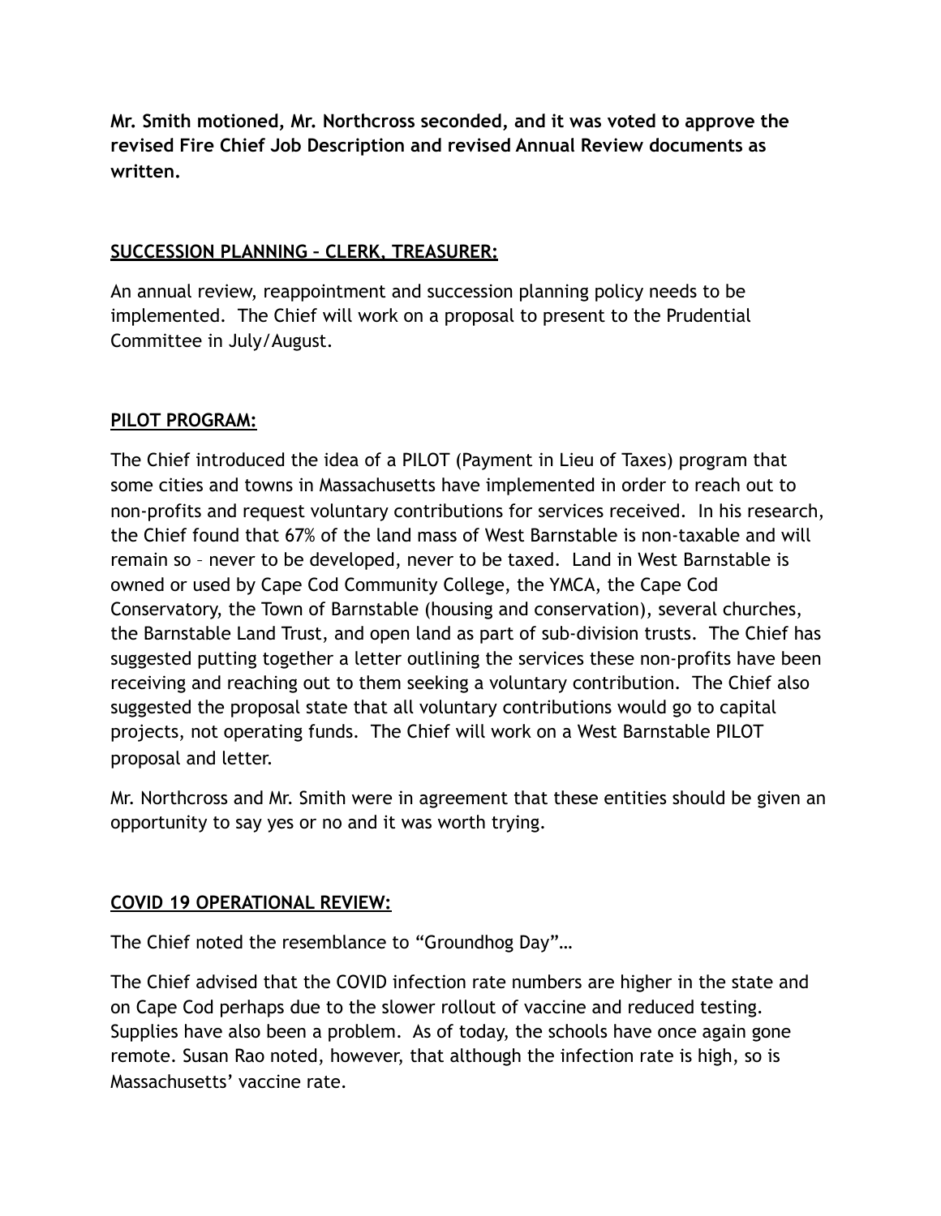**Mr. Smith motioned, Mr. Northcross seconded, and it was voted to approve the revised Fire Chief Job Description and revised Annual Review documents as written.**

## SUCCESSION PLANNING – CLERK, TREASURER:

An annual review, reappointment and succession planning policy needs to be implemented. The Chief will work on a proposal to present to the Prudential Committee in July/August.

## PILOT PROGRAM:

The Chief introduced the idea of a PILOT (Payment in Lieu of Taxes) program that some cities and towns in Massachusetts have implemented in order to reach out to non-profits and request voluntary contributions for services received. In his research, the Chief found that 67% of the land mass of West Barnstable is non-taxable and will remain so – never to be developed, never to be taxed. Land in West Barnstable is owned or used by Cape Cod Community College, the YMCA, the Cape Cod Conservatory, the Town of Barnstable (housing and conservation), several churches, the Barnstable Land Trust, and open land as part of sub-division trusts. The Chief has suggested putting together a letter outlining the services these non-profits have been receiving and reaching out to them seeking a voluntary contribution. The Chief also suggested the proposal state that all voluntary contributions would go to capital projects, not operating funds. The Chief will work on a West Barnstable PILOT proposal and letter.

Mr. Northcross and Mr. Smith were in agreement that these entities should be given an opportunity to say yes or no and it was worth trying.

## COVID 19 OPERATIONAL REVIEW:

The Chief noted the resemblance to "Groundhog Day"…

The Chief advised that the COVID infection rate numbers are higher in the state and on Cape Cod perhaps due to the slower rollout of vaccine and reduced testing. Supplies have also been a problem. As of today, the schools have once again gone remote. Susan Rao noted, however, that although the infection rate is high, so is Massachusetts' vaccine rate.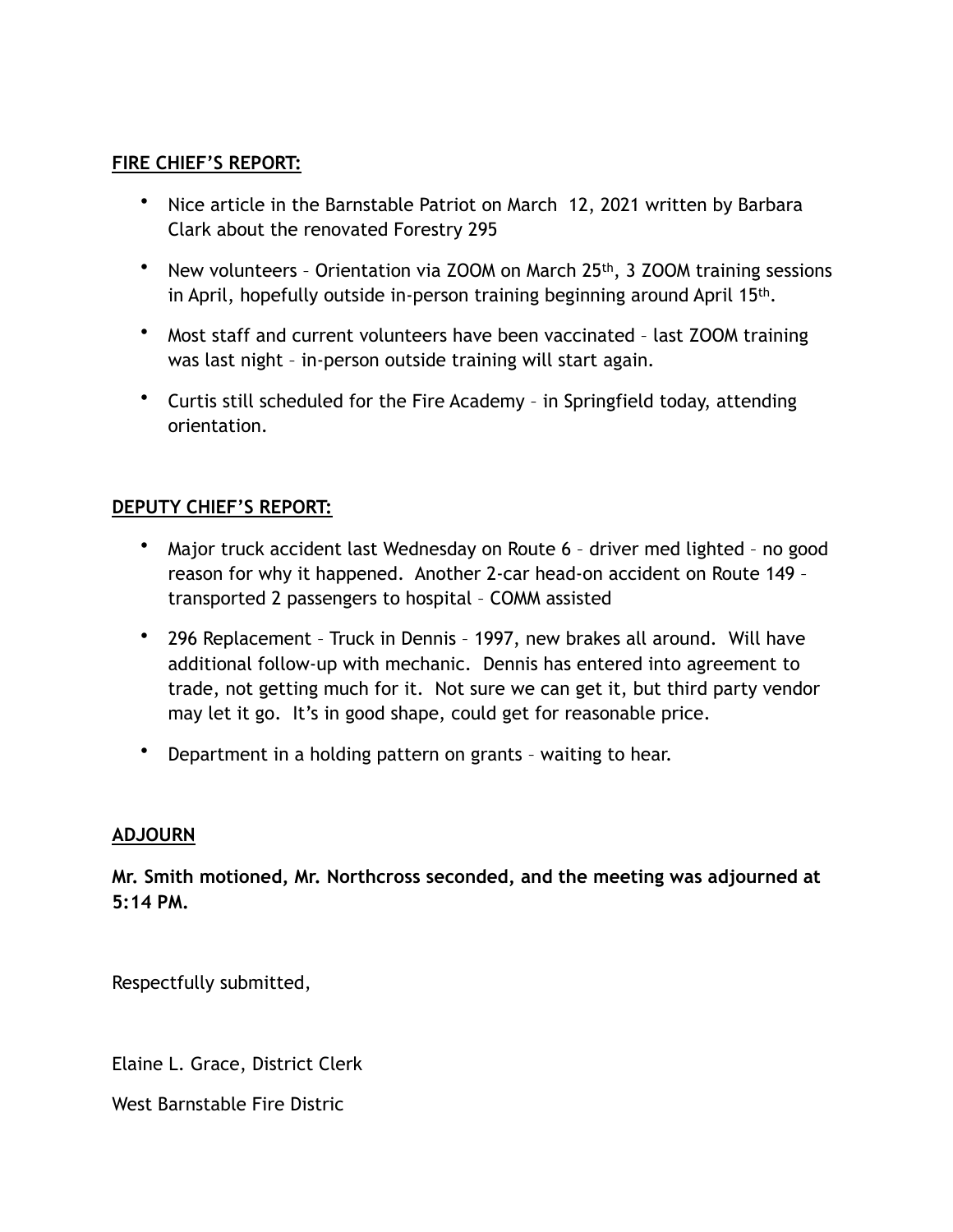**FIRE CHIEF'S REPORT:**

- Nice article in the Barnstable Patriot on March 12, 2021 written by Barbara Clark about the renovated Forestry 295
- New volunteers – Orientation via ZOOM on March 25th, 3 ZOOM training sessions in April, hopefully outside in-person training beginning around April 15th.
- Most staff and current volunteers have been vaccinated – last ZOOM training was last night – in-person outside training will start again.
- Curtis still scheduled for the Fire Academy – in Springfield today, attending orientation.

**DEPUTY CHIEF'S REPORT:**

- Major truck accident last Wednesday on Route 6 – driver med lighted – no good reason for why it happened. Another 2-car head-on accident on Route 149 – transported 2 passengers to hospital – COMM assisted
- 296 Replacement – Truck in Dennis – 1997, new brakes all around. Will have additional follow-up with mechanic. Dennis has entered into agreement to trade, not getting much for it. Not sure we can get it, but third party vendor may let it go. It's in good shape, could get for reasonable price.
- Department in a holding pattern on grants – waiting to hear.

**ADJOURN**

**Mr. Smith motioned, Mr. Northcross seconded, and the meeting was adjourned at 5:14 PM.**

Respectfully submitted,

Elaine L. Grace, District Clerk

West Barnstable Fire Distric